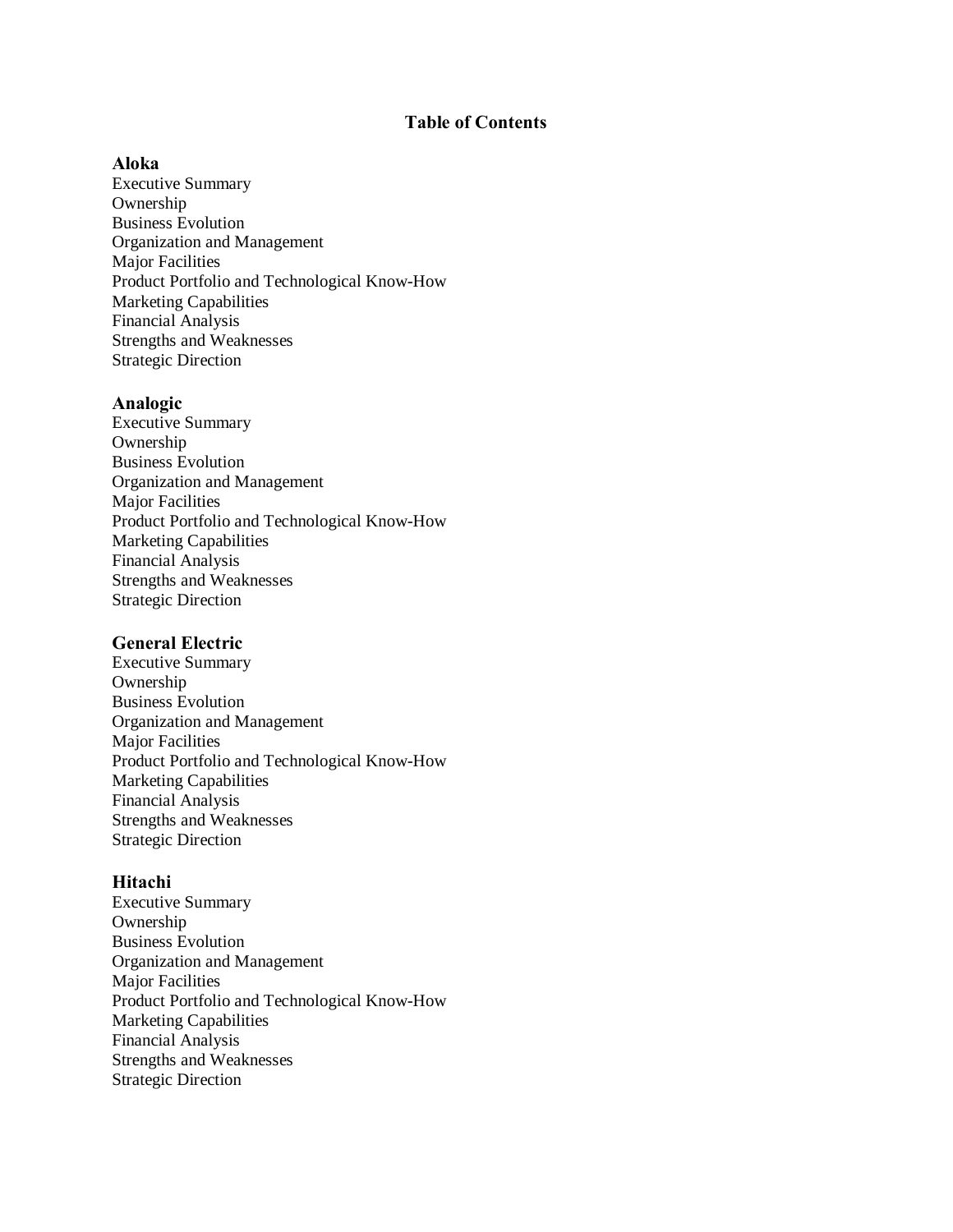# Table of Contents

## Aloka

Executive Summary
Ownership
Business Evolution
Organization and Management
Major Facilities
Product Portfolio and Technological Know-How
Marketing Capabilities
Financial Analysis
Strengths and Weaknesses
Strategic Direction

## Analogic

Executive Summary
Ownership
Business Evolution
Organization and Management
Major Facilities
Product Portfolio and Technological Know-How
Marketing Capabilities
Financial Analysis
Strengths and Weaknesses
Strategic Direction

## General Electric

Executive Summary
Ownership
Business Evolution
Organization and Management
Major Facilities
Product Portfolio and Technological Know-How
Marketing Capabilities
Financial Analysis
Strengths and Weaknesses
Strategic Direction

## Hitachi

Executive Summary
Ownership
Business Evolution
Organization and Management
Major Facilities
Product Portfolio and Technological Know-How
Marketing Capabilities
Financial Analysis
Strengths and Weaknesses
Strategic Direction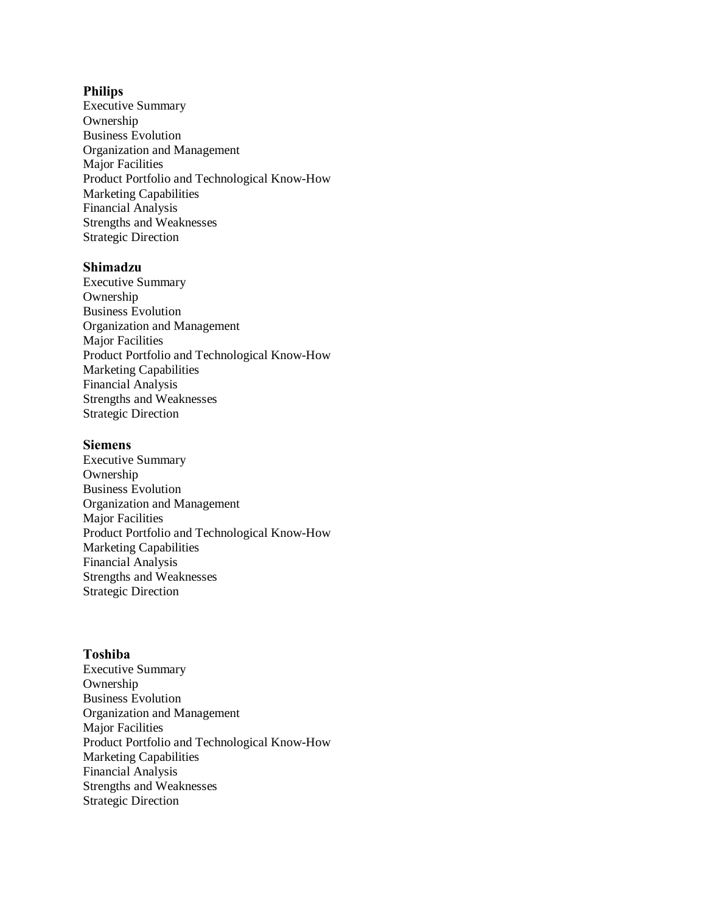**Philips**

Executive Summary
Ownership
Business Evolution
Organization and Management
Major Facilities
Product Portfolio and Technological Know-How
Marketing Capabilities
Financial Analysis
Strengths and Weaknesses
Strategic Direction

**Shimadzu**

Executive Summary
Ownership
Business Evolution
Organization and Management
Major Facilities
Product Portfolio and Technological Know-How
Marketing Capabilities
Financial Analysis
Strengths and Weaknesses
Strategic Direction

**Siemens**

Executive Summary
Ownership
Business Evolution
Organization and Management
Major Facilities
Product Portfolio and Technological Know-How
Marketing Capabilities
Financial Analysis
Strengths and Weaknesses
Strategic Direction

**Toshiba**

Executive Summary
Ownership
Business Evolution
Organization and Management
Major Facilities
Product Portfolio and Technological Know-How
Marketing Capabilities
Financial Analysis
Strengths and Weaknesses
Strategic Direction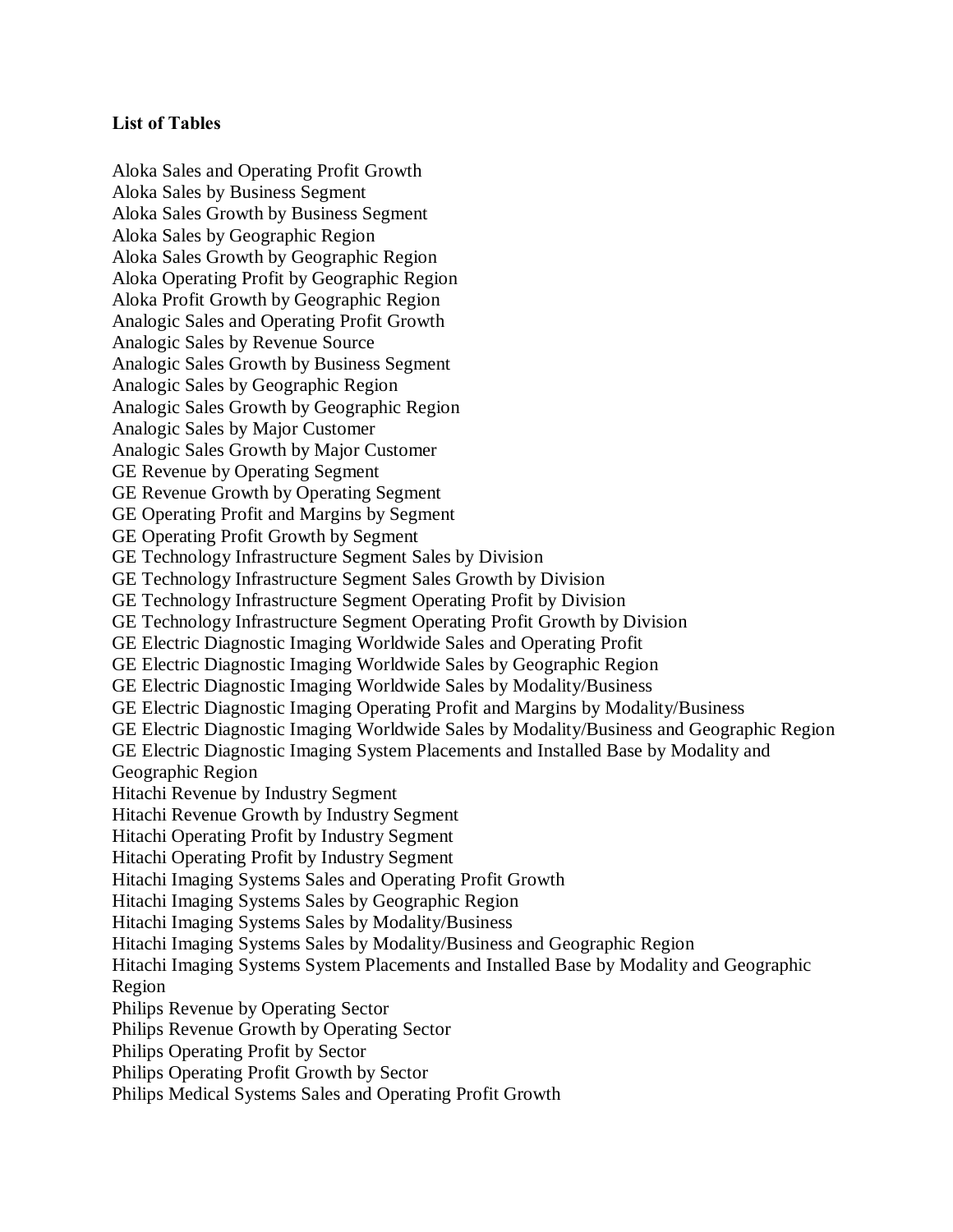**List of Tables**

Aloka Sales and Operating Profit Growth
Aloka Sales by Business Segment
Aloka Sales Growth by Business Segment
Aloka Sales by Geographic Region
Aloka Sales Growth by Geographic Region
Aloka Operating Profit by Geographic Region
Aloka Profit Growth by Geographic Region
Analogic Sales and Operating Profit Growth
Analogic Sales by Revenue Source
Analogic Sales Growth by Business Segment
Analogic Sales by Geographic Region
Analogic Sales Growth by Geographic Region
Analogic Sales by Major Customer
Analogic Sales Growth by Major Customer
GE Revenue by Operating Segment
GE Revenue Growth by Operating Segment
GE Operating Profit and Margins by Segment
GE Operating Profit Growth by Segment
GE Technology Infrastructure Segment Sales by Division
GE Technology Infrastructure Segment Sales Growth by Division
GE Technology Infrastructure Segment Operating Profit by Division
GE Technology Infrastructure Segment Operating Profit Growth by Division
GE Electric Diagnostic Imaging Worldwide Sales and Operating Profit
GE Electric Diagnostic Imaging Worldwide Sales by Geographic Region
GE Electric Diagnostic Imaging Worldwide Sales by Modality/Business
GE Electric Diagnostic Imaging Operating Profit and Margins by Modality/Business
GE Electric Diagnostic Imaging Worldwide Sales by Modality/Business and Geographic Region
GE Electric Diagnostic Imaging System Placements and Installed Base by Modality and Geographic Region
Hitachi Revenue by Industry Segment
Hitachi Revenue Growth by Industry Segment
Hitachi Operating Profit by Industry Segment
Hitachi Operating Profit by Industry Segment
Hitachi Imaging Systems Sales and Operating Profit Growth
Hitachi Imaging Systems Sales by Geographic Region
Hitachi Imaging Systems Sales by Modality/Business
Hitachi Imaging Systems Sales by Modality/Business and Geographic Region
Hitachi Imaging Systems System Placements and Installed Base by Modality and Geographic Region
Philips Revenue by Operating Sector
Philips Revenue Growth by Operating Sector
Philips Operating Profit by Sector
Philips Operating Profit Growth by Sector
Philips Medical Systems Sales and Operating Profit Growth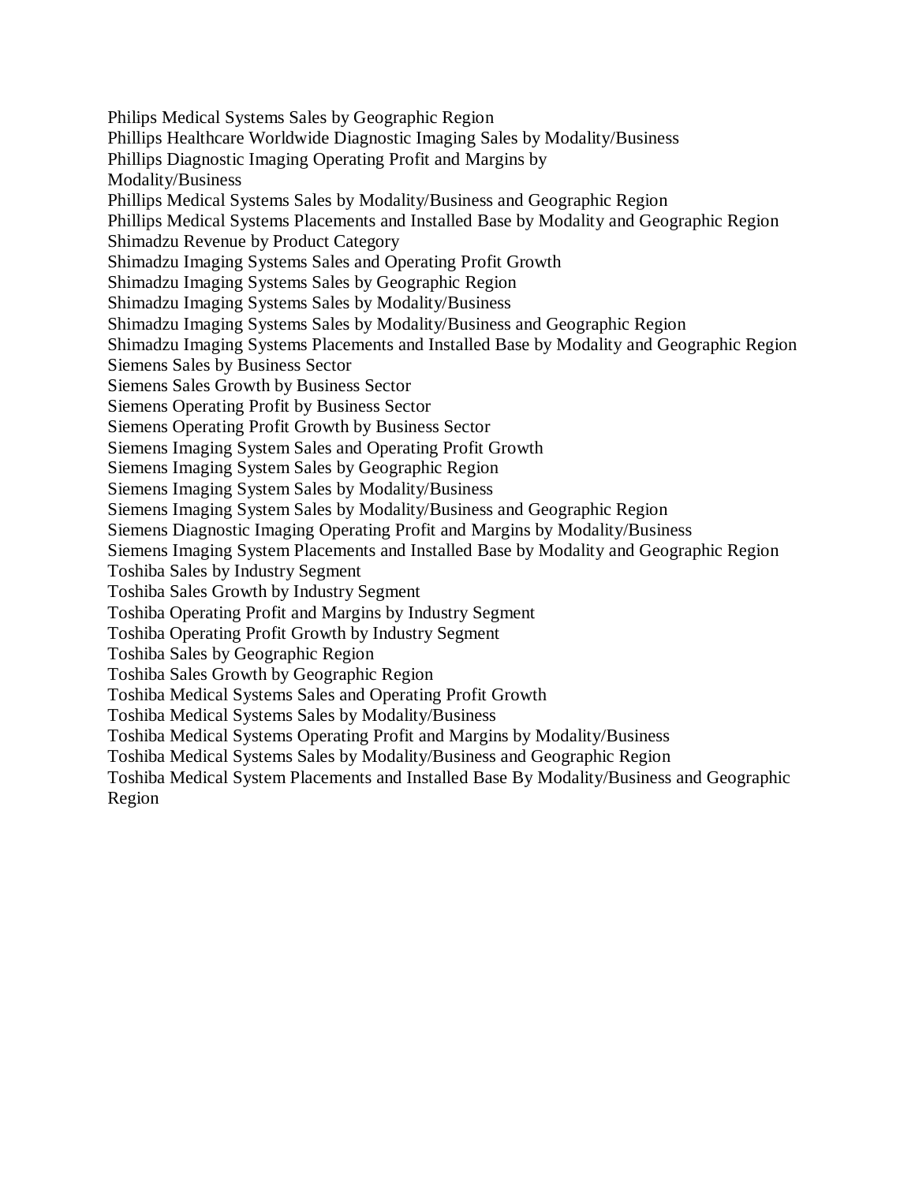Philips Medical Systems Sales by Geographic Region
Phillips Healthcare Worldwide Diagnostic Imaging Sales by Modality/Business
Phillips Diagnostic Imaging Operating Profit and Margins by Modality/Business
Phillips Medical Systems Sales by Modality/Business and Geographic Region
Phillips Medical Systems Placements and Installed Base by Modality and Geographic Region
Shimadzu Revenue by Product Category
Shimadzu Imaging Systems Sales and Operating Profit Growth
Shimadzu Imaging Systems Sales by Geographic Region
Shimadzu Imaging Systems Sales by Modality/Business
Shimadzu Imaging Systems Sales by Modality/Business and Geographic Region
Shimadzu Imaging Systems Placements and Installed Base by Modality and Geographic Region
Siemens Sales by Business Sector
Siemens Sales Growth by Business Sector
Siemens Operating Profit by Business Sector
Siemens Operating Profit Growth by Business Sector
Siemens Imaging System Sales and Operating Profit Growth
Siemens Imaging System Sales by Geographic Region
Siemens Imaging System Sales by Modality/Business
Siemens Imaging System Sales by Modality/Business and Geographic Region
Siemens Diagnostic Imaging Operating Profit and Margins by Modality/Business
Siemens Imaging System Placements and Installed Base by Modality and Geographic Region
Toshiba Sales by Industry Segment
Toshiba Sales Growth by Industry Segment
Toshiba Operating Profit and Margins by Industry Segment
Toshiba Operating Profit Growth by Industry Segment
Toshiba Sales by Geographic Region
Toshiba Sales Growth by Geographic Region
Toshiba Medical Systems Sales and Operating Profit Growth
Toshiba Medical Systems Sales by Modality/Business
Toshiba Medical Systems Operating Profit and Margins by Modality/Business
Toshiba Medical Systems Sales by Modality/Business and Geographic Region
Toshiba Medical System Placements and Installed Base By Modality/Business and Geographic Region